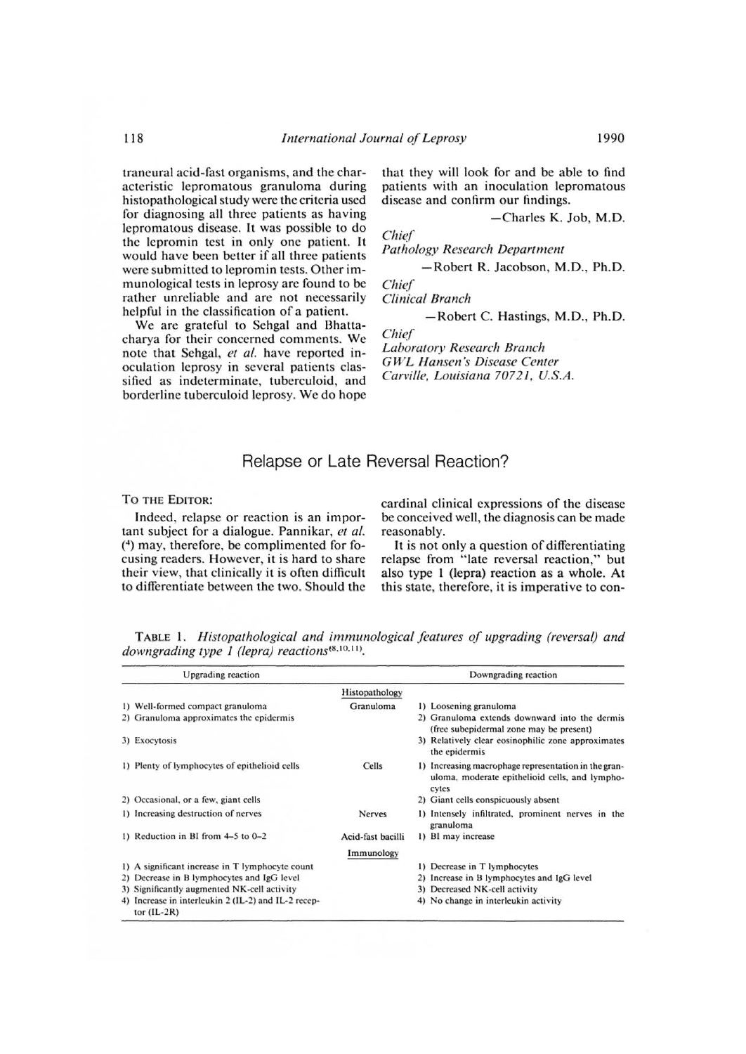traneural acid-fast organisms, and the characteristic lepromatous granuloma during histopathological study were the criteria used for diagnosing all three patients as having lepromatous disease. It was possible to do the lepromin test in only one patient. It would have been better if all three patients were submitted to lepromin tests. Other immunological tests in leprosy are found to be rather unreliable and are not necessarily helpful in the classification of a patient.

We are grateful to Sehgal and Bhattacharya for their concerned comments. We note that Sehgal, *et al.* have reported inoculation leprosy in several patients classified as indeterminate, tuberculoid, and borderline tuberculoid leprosy. We do hope that they will look for and be able to find patients with an inoculation lepromatous disease and confirm our findings.

—Charles K. Job, M.D.

*Chief*
*Pathology Research Department*

—Robert R. Jacobson, M.D., Ph.D.

*Chief*
*Clinical Branch*

—Robert C. Hastings, M.D., Ph.D.

*Chief*
*Laboratory Research Branch*
*GWL Hansen's Disease Center*
*Carville, Louisiana 70721, U.S.A.*

## Relapse or Late Reversal Reaction?

TO THE EDITOR:

Indeed, relapse or reaction is an important subject for a dialogue. Pannikar, *et al.* [4] may, therefore, be complimented for focusing readers. However, it is hard to share their view, that clinically it is often difficult to differentiate between the two. Should the cardinal clinical expressions of the disease be conceived well, the diagnosis can be made reasonably.

It is not only a question of differentiating relapse from "late reversal reaction," but also type 1 (lepra) reaction as a whole. At this state, therefore, it is imperative to con-

TABLE 1. *Histopathological and immunological features of upgrading (reversal) and downgrading type 1 (lepra) reactions*[8,10,11].

| Upgrading reaction | | Downgrading reaction |
|---|---|---|
| | Histopathology | |
| 1) Well-formed compact granuloma | Granuloma | 1) Loosening granuloma |
| 2) Granuloma approximates the epidermis | | 2) Granuloma extends downward into the dermis (free subepidermal zone may be present) |
| 3) Exocytosis | | 3) Relatively clear eosinophilic zone approximates the epidermis |
| 1) Plenty of lymphocytes of epithelioid cells | Cells | 1) Increasing macrophage representation in the granuloma, moderate epithelioid cells, and lymphocytes |
| 2) Occasional, or a few, giant cells | | 2) Giant cells conspicuously absent |
| 1) Increasing destruction of nerves | Nerves | 1) Intensely infiltrated, prominent nerves in the granuloma |
| 1) Reduction in BI from 4–5 to 0–2 | Acid-fast bacilli | 1) BI may increase |
| | Immunology | |
| 1) A significant increase in T lymphocyte count | | 1) Decrease in T lymphocytes |
| 2) Decrease in B lymphocytes and IgG level | | 2) Increase in B lymphocytes and IgG level |
| 3) Significantly augmented NK-cell activity | | 3) Decreased NK-cell activity |
| 4) Increase in interleukin 2 (IL-2) and IL-2 receptor (IL-2R) | | 4) No change in interleukin activity |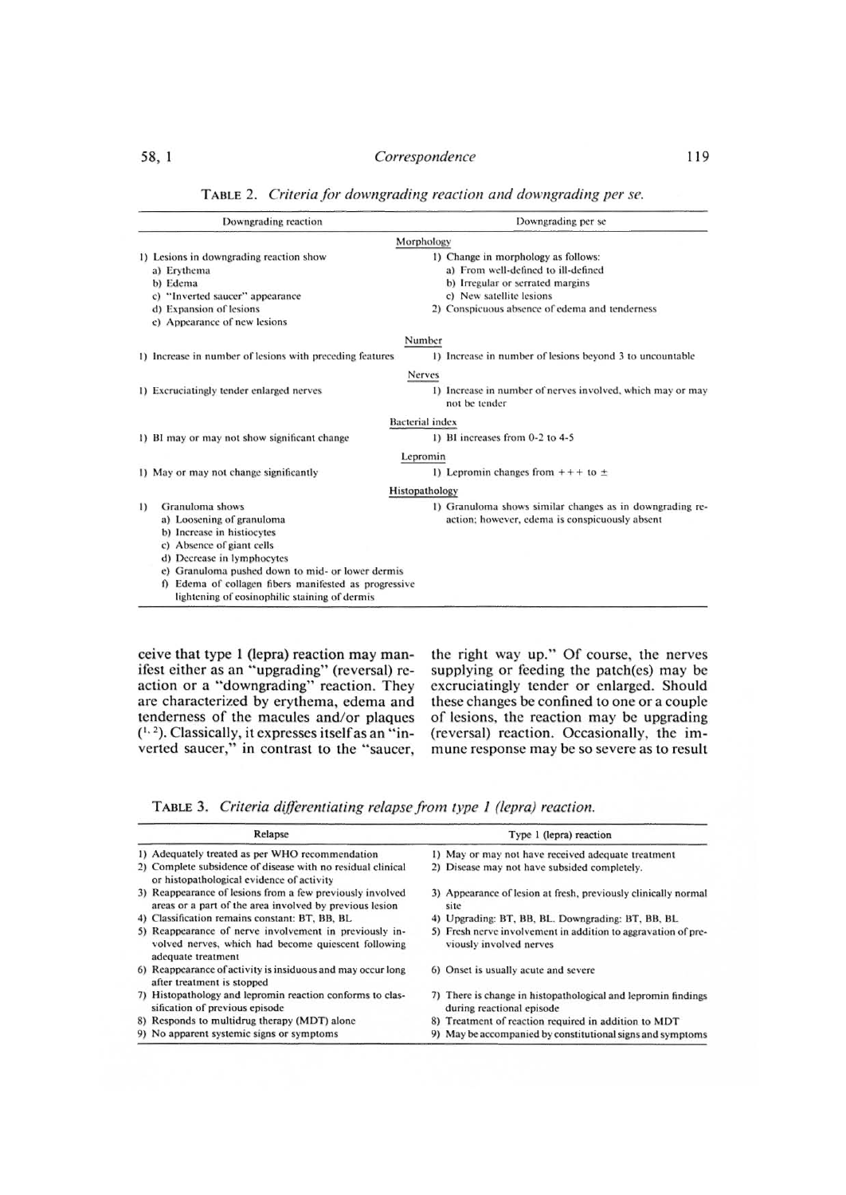TABLE 2. *Criteria for downgrading reaction and downgrading per se.*

| Downgrading reaction | Downgrading per se |
|---|---|
| **Morphology** | |
| 1) Lesions in downgrading reaction show<br>a) Erythema<br>b) Edema<br>c) "Inverted saucer" appearance<br>d) Expansion of lesions<br>e) Appearance of new lesions | 1) Change in morphology as follows:<br>a) From well-defined to ill-defined<br>b) Irregular or serrated margins<br>c) New satellite lesions<br>2) Conspicuous absence of edema and tenderness |
| **Number** | |
| 1) Increase in number of lesions with preceding features | 1) Increase in number of lesions beyond 3 to uncountable |
| **Nerves** | |
| 1) Excruciatingly tender enlarged nerves | 1) Increase in number of nerves involved, which may or may not be tender |
| **Bacterial index** | |
| 1) BI may or may not show significant change | 1) BI increases from 0-2 to 4-5 |
| **Lepromin** | |
| 1) May or may not change significantly | 1) Lepromin changes from +++ to ± |
| **Histopathology** | |
| 1) Granuloma shows<br>a) Loosening of granuloma<br>b) Increase in histiocytes<br>c) Absence of giant cells<br>d) Decrease in lymphocytes<br>e) Granuloma pushed down to mid- or lower dermis<br>f) Edema of collagen fibers manifested as progressive lightening of eosinophilic staining of dermis | 1) Granuloma shows similar changes as in downgrading reaction; however, edema is conspicuously absent |

ceive that type 1 (lepra) reaction may manifest either as an "upgrading" (reversal) reaction or a "downgrading" reaction. They are characterized by erythema, edema and tenderness of the macules and/or plaques [1,2]. Classically, it expresses itself as an "inverted saucer," in contrast to the "saucer, the right way up." Of course, the nerves supplying or feeding the patch(es) may be excruciatingly tender or enlarged. Should these changes be confined to one or a couple of lesions, the reaction may be upgrading (reversal) reaction. Occasionally, the immune response may be so severe as to result

TABLE 3. *Criteria differentiating relapse from type 1 (lepra) reaction.*

| Relapse | Type 1 (lepra) reaction |
|---|---|
| 1) Adequately treated as per WHO recommendation | 1) May or may not have received adequate treatment |
| 2) Complete subsidence of disease with no residual clinical or histopathological evidence of activity | 2) Disease may not have subsided completely. |
| 3) Reappearance of lesions from a few previously involved areas or a part of the area involved by previous lesion | 3) Appearance of lesion at fresh, previously clinically normal site |
| 4) Classification remains constant: BT, BB, BL | 4) Upgrading: BT, BB, BL. Downgrading: BT, BB, BL |
| 5) Reappearance of nerve involvement in previously involved nerves, which had become quiescent following adequate treatment | 5) Fresh nerve involvement in addition to aggravation of previously involved nerves |
| 6) Reappearance of activity is insiduous and may occur long after treatment is stopped | 6) Onset is usually acute and severe |
| 7) Histopathology and lepromin reaction conforms to classification of previous episode | 7) There is change in histopathological and lepromin findings during reactional episode |
| 8) Responds to multidrug therapy (MDT) alone | 8) Treatment of reaction required in addition to MDT |
| 9) No apparent systemic signs or symptoms | 9) May be accompanied by constitutional signs and symptoms |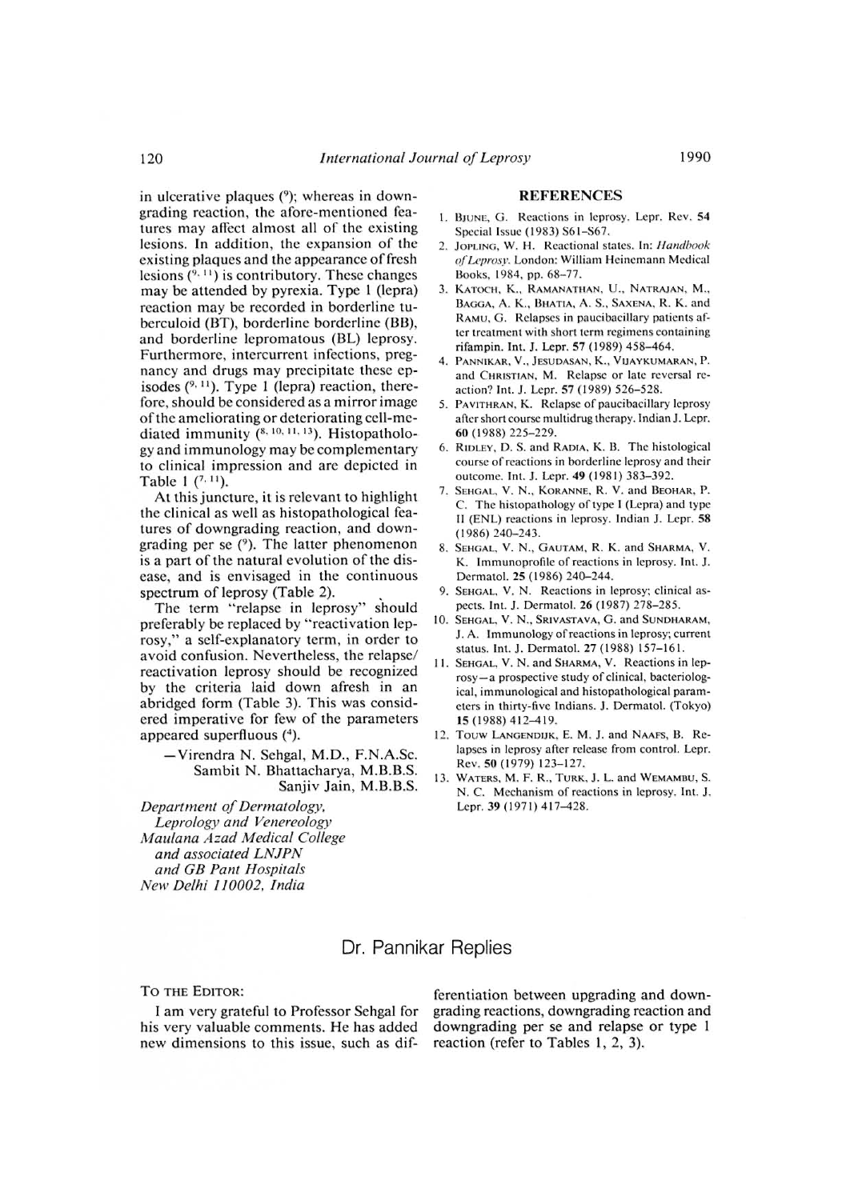in ulcerative plaques ([9]); whereas in downgrading reaction, the afore-mentioned features may affect almost all of the existing lesions. In addition, the expansion of the existing plaques and the appearance of fresh lesions ([9, 11]) is contributory. These changes may be attended by pyrexia. Type 1 (lepra) reaction may be recorded in borderline tuberculoid (BT), borderline borderline (BB), and borderline lepromatous (BL) leprosy. Furthermore, intercurrent infections, pregnancy and drugs may precipitate these episodes ([9, 11]). Type 1 (lepra) reaction, therefore, should be considered as a mirror image of the ameliorating or deteriorating cell-mediated immunity ([8, 10, 11, 13]). Histopathology and immunology may be complementary to clinical impression and are depicted in Table 1 ([7, 11]).

At this juncture, it is relevant to highlight the clinical as well as histopathological features of downgrading reaction, and downgrading per se ([9]). The latter phenomenon is a part of the natural evolution of the disease, and is envisaged in the continuous spectrum of leprosy (Table 2).

The term "relapse in leprosy" should preferably be replaced by "reactivation leprosy," a self-explanatory term, in order to avoid confusion. Nevertheless, the relapse/reactivation leprosy should be recognized by the criteria laid down afresh in an abridged form (Table 3). This was considered imperative for few of the parameters appeared superfluous ([4]).

—Virendra N. Sehgal, M.D., F.N.A.Sc.
Sambit N. Bhattacharya, M.B.B.S.
Sanjiv Jain, M.B.B.S.

*Department of Dermatology,*
*Leprology and Venereology*
*Maulana Azad Medical College*
*and associated LNJPN*
*and GB Pant Hospitals*
*New Delhi 110002, India*

## REFERENCES

1. Bjune, G. Reactions in leprosy. Lepr. Rev. **54** Special Issue (1983) S61–S67.
2. Jopling, W. H. Reactional states. In: *Handbook of Leprosy*. London: William Heinemann Medical Books, 1984, pp. 68–77.
3. Katoch, K., Ramanathan, U., Natrajan, M., Bagga, A. K., Bhatia, A. S., Saxena, R. K. and Ramu, G. Relapses in paucibacillary patients after treatment with short term regimens containing rifampin. Int. J. Lepr. **57** (1989) 458–464.
4. Pannikar, V., Jesudasan, K., Vijaykumaran, P. and Christian, M. Relapse or late reversal reaction? Int. J. Lepr. **57** (1989) 526–528.
5. Pavithran, K. Relapse of paucibacillary leprosy after short course multidrug therapy. Indian J. Lepr. **60** (1988) 225–229.
6. Ridley, D. S. and Radia, K. B. The histological course of reactions in borderline leprosy and their outcome. Int. J. Lepr. **49** (1981) 383–392.
7. Sehgal, V. N., Koranne, R. V. and Beohar, P. C. The histopathology of type I (Lepra) and type II (ENL) reactions in leprosy. Indian J. Lepr. **58** (1986) 240–243.
8. Sehgal, V. N., Gautam, R. K. and Sharma, V. K. Immunoprofile of reactions in leprosy. Int. J. Dermatol. **25** (1986) 240–244.
9. Sehgal, V. N. Reactions in leprosy; clinical aspects. Int. J. Dermatol. **26** (1987) 278–285.
10. Sehgal, V. N., Srivastava, G. and Sundharam, J. A. Immunology of reactions in leprosy; current status. Int. J. Dermatol. **27** (1988) 157–161.
11. Sehgal, V. N. and Sharma, V. Reactions in leprosy—a prospective study of clinical, bacteriological, immunological and histopathological parameters in thirty-five Indians. J. Dermatol. (Tokyo) **15** (1988) 412–419.
12. Touw Langendijk, E. M. J. and Naafs, B. Relapses in leprosy after release from control. Lepr. Rev. **50** (1979) 123–127.
13. Waters, M. F. R., Turk, J. L. and Wemambu, S. N. C. Mechanism of reactions in leprosy. Int. J. Lepr. **39** (1971) 417–428.

## Dr. Pannikar Replies

To the Editor:

I am very grateful to Professor Sehgal for his very valuable comments. He has added new dimensions to this issue, such as differentiation between upgrading and downgrading reactions, downgrading reaction and downgrading per se and relapse or type 1 reaction (refer to Tables 1, 2, 3).